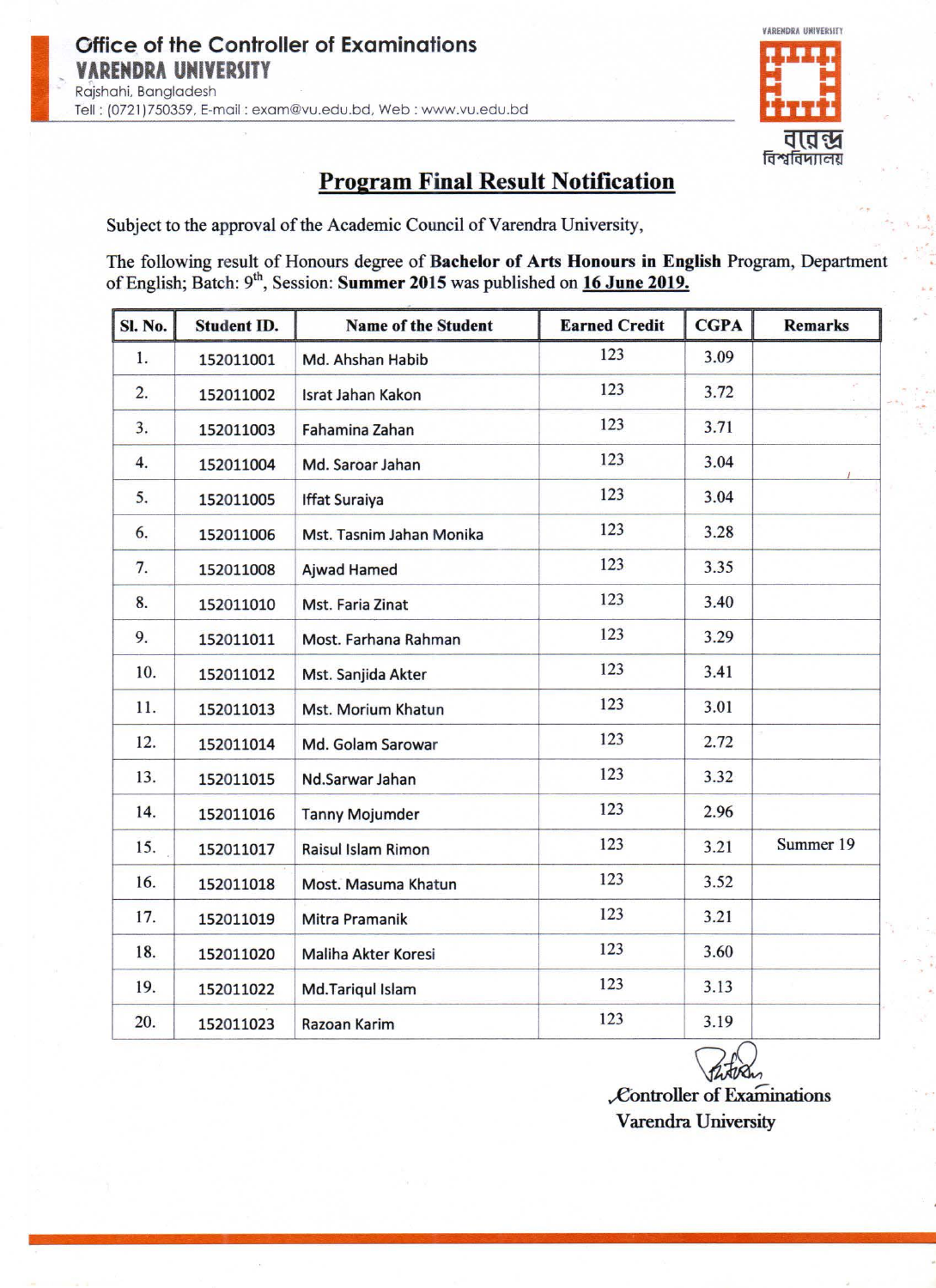**Office of the Controller of Examinations**
**VARENDRA UNIVERSITY**
Rajshahi, Bangladesh
Tell : (0721)750359, E-mail : exam@vu.edu.bd, Web : www.vu.edu.bd

VARENDRA UNIVERSITY
বারেন্দ্র বিশ্ববিদ্যালয়

## Program Final Result Notification

Subject to the approval of the Academic Council of Varendra University,

The following result of Honours degree of **Bachelor of Arts Honours in English** Program, Department of English; Batch: 9th, Session: **Summer 2015** was published on **16 June 2019.**

| Sl. No. | Student ID. | Name of the Student | Earned Credit | CGPA | Remarks |
|---|---|---|---|---|---|
| 1. | 152011001 | Md. Ahshan Habib | 123 | 3.09 | |
| 2. | 152011002 | Israt Jahan Kakon | 123 | 3.72 | |
| 3. | 152011003 | Fahamina Zahan | 123 | 3.71 | |
| 4. | 152011004 | Md. Saroar Jahan | 123 | 3.04 | |
| 5. | 152011005 | Iffat Suraiya | 123 | 3.04 | |
| 6. | 152011006 | Mst. Tasnim Jahan Monika | 123 | 3.28 | |
| 7. | 152011008 | Ajwad Hamed | 123 | 3.35 | |
| 8. | 152011010 | Mst. Faria Zinat | 123 | 3.40 | |
| 9. | 152011011 | Most. Farhana Rahman | 123 | 3.29 | |
| 10. | 152011012 | Mst. Sanjida Akter | 123 | 3.41 | |
| 11. | 152011013 | Mst. Morium Khatun | 123 | 3.01 | |
| 12. | 152011014 | Md. Golam Sarowar | 123 | 2.72 | |
| 13. | 152011015 | Nd.Sarwar Jahan | 123 | 3.32 | |
| 14. | 152011016 | Tanny Mojumder | 123 | 2.96 | |
| 15. | 152011017 | Raisul Islam Rimon | 123 | 3.21 | Summer 19 |
| 16. | 152011018 | Most. Masuma Khatun | 123 | 3.52 | |
| 17. | 152011019 | Mitra Pramanik | 123 | 3.21 | |
| 18. | 152011020 | Maliha Akter Koresi | 123 | 3.60 | |
| 19. | 152011022 | Md.Tariqul Islam | 123 | 3.13 | |
| 20. | 152011023 | Razoan Karim | 123 | 3.19 | |

Controller of Examinations
Varendra University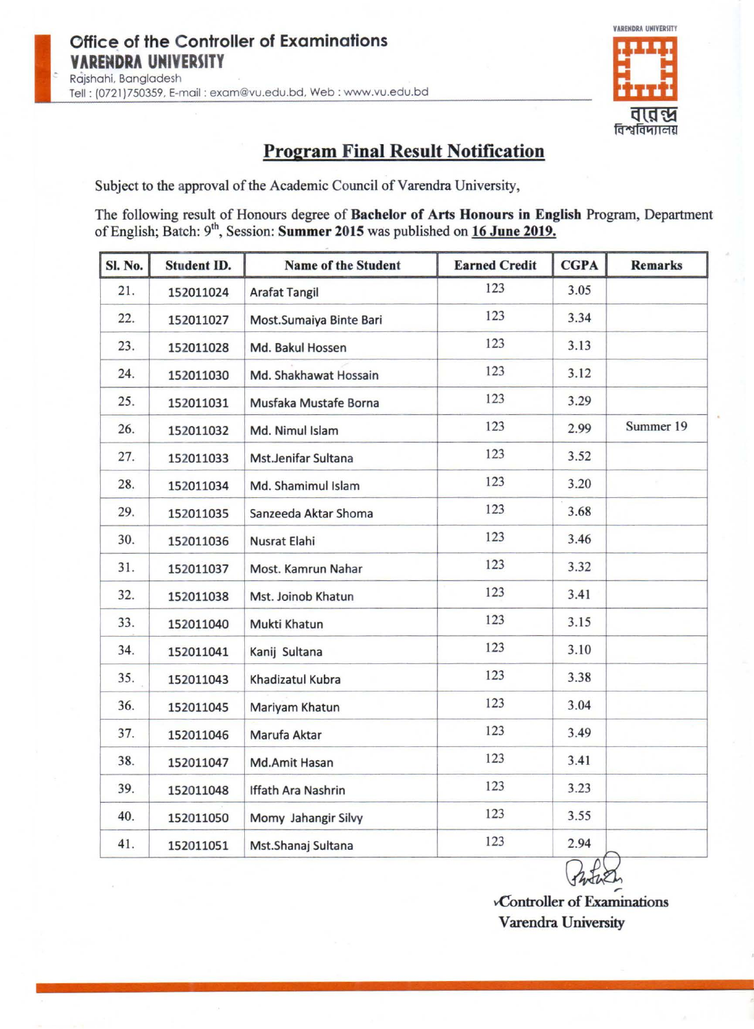**Office of the Controller of Examinations**
**VARENDRA UNIVERSITY**
Rajshahi, Bangladesh
Tell : (0721)750359, E-mail : exam@vu.edu.bd, Web : www.vu.edu.bd

VARENDRA UNIVERSITY
বারেন্দ্র বিশ্ববিদ্যালয়

## Program Final Result Notification

Subject to the approval of the Academic Council of Varendra University,

The following result of Honours degree of **Bachelor of Arts Honours in English** Program, Department of English; Batch: 9th, Session: **Summer 2015** was published on **16 June 2019.**

| Sl. No. | Student ID. | Name of the Student | Earned Credit | CGPA | Remarks |
|---|---|---|---|---|---|
| 21. | 152011024 | Arafat Tangil | 123 | 3.05 | |
| 22. | 152011027 | Most.Sumaiya Binte Bari | 123 | 3.34 | |
| 23. | 152011028 | Md. Bakul Hossen | 123 | 3.13 | |
| 24. | 152011030 | Md. Shakhawat Hossain | 123 | 3.12 | |
| 25. | 152011031 | Musfaka Mustafe Borna | 123 | 3.29 | |
| 26. | 152011032 | Md. Nimul Islam | 123 | 2.99 | Summer 19 |
| 27. | 152011033 | Mst.Jenifar Sultana | 123 | 3.52 | |
| 28. | 152011034 | Md. Shamimul Islam | 123 | 3.20 | |
| 29. | 152011035 | Sanzeeda Aktar Shoma | 123 | 3.68 | |
| 30. | 152011036 | Nusrat Elahi | 123 | 3.46 | |
| 31. | 152011037 | Most. Kamrun Nahar | 123 | 3.32 | |
| 32. | 152011038 | Mst. Joinob Khatun | 123 | 3.41 | |
| 33. | 152011040 | Mukti Khatun | 123 | 3.15 | |
| 34. | 152011041 | Kanij Sultana | 123 | 3.10 | |
| 35. | 152011043 | Khadizatul Kubra | 123 | 3.38 | |
| 36. | 152011045 | Mariyam Khatun | 123 | 3.04 | |
| 37. | 152011046 | Marufa Aktar | 123 | 3.49 | |
| 38. | 152011047 | Md.Amit Hasan | 123 | 3.41 | |
| 39. | 152011048 | Iffath Ara Nashrin | 123 | 3.23 | |
| 40. | 152011050 | Momy Jahangir Silvy | 123 | 3.55 | |
| 41. | 152011051 | Mst.Shanaj Sultana | 123 | 2.94 | |

Controller of Examinations
Varendra University